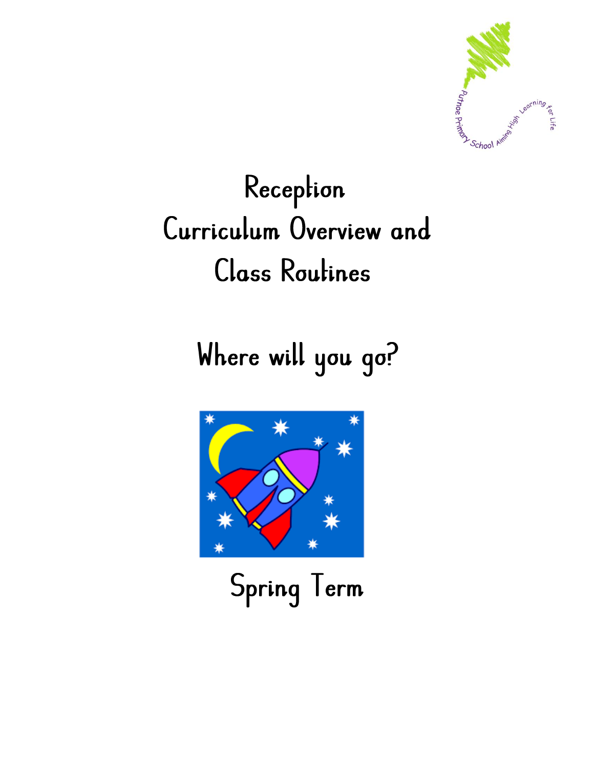Putnoe Primary School Aiming High Learning for Life

# Reception Curriculum Overview and Class Routines

## Where will you go?

## Spring Term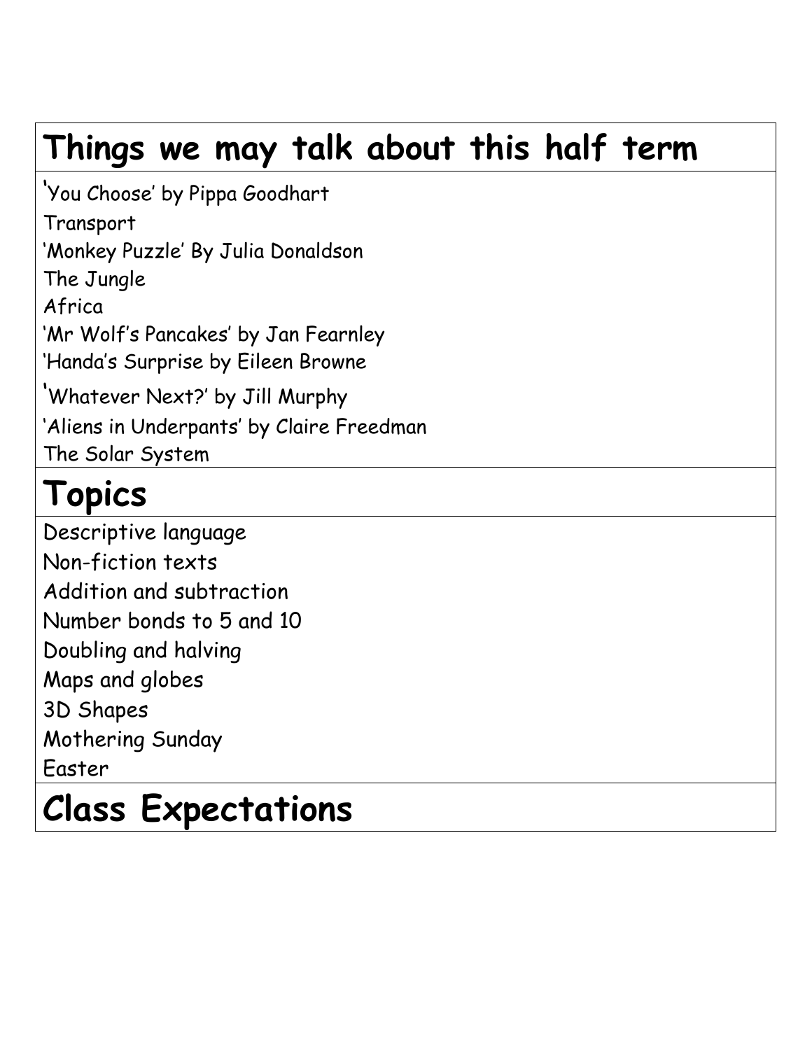## Things we may talk about this half term

'You Choose' by Pippa Goodhart
Transport
'Monkey Puzzle' By Julia Donaldson
The Jungle
Africa
'Mr Wolf's Pancakes' by Jan Fearnley
'Handa's Surprise by Eileen Browne
'Whatever Next?' by Jill Murphy
'Aliens in Underpants' by Claire Freedman
The Solar System

## Topics

Descriptive language
Non-fiction texts
Addition and subtraction
Number bonds to 5 and 10
Doubling and halving
Maps and globes
3D Shapes
Mothering Sunday
Easter

## Class Expectations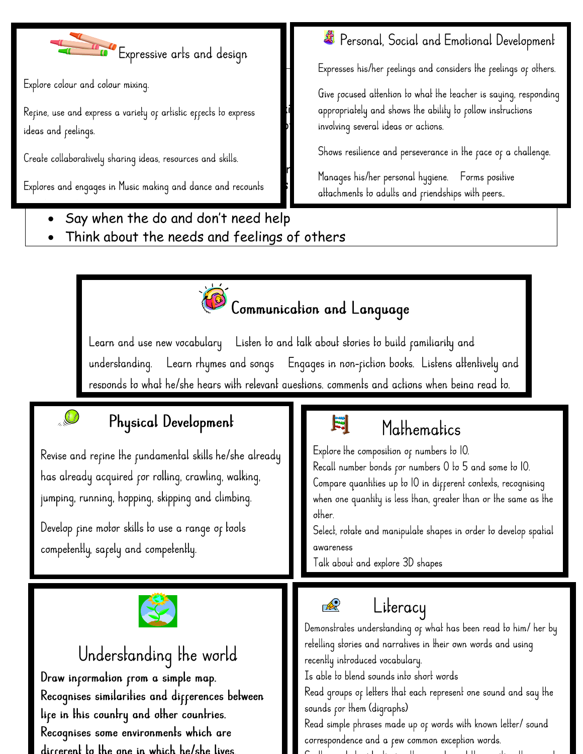## Expressive arts and design

Explore colour and colour mixing.

Refine, use and express a variety of artistic effects to express ideas and feelings.

Create collaboratively sharing ideas, resources and skills.

Explores and engages in Music making and dance and recounts

## Personal, Social and Emotional Development

Expresses his/her feelings and considers the feelings of others.

Give focused attention to what the teacher is saying, responding appropriately and shows the ability to follow instructions involving several ideas or actions.

Shows resilience and perseverance in the face of a challenge.

Manages his/her personal hygiene. Forms positive attachments to adults and friendships with peers..

- Say when the do and don't need help
- Think about the needs and feelings of others

## Communication and Language

Learn and use new vocabulary Listen to and talk about stories to build familiarity and understanding. Learn rhymes and songs Engages in non-fiction books. Listens attentively and responds to what he/she hears with relevant questions, comments and actions when being read to.

## Physical Development

Revise and refine the fundamental skills he/she already has already acquired for rolling, crawling, walking, jumping, running, hopping, skipping and climbing.

Develop fine motor skills to use a range of tools competently, safely and competently.

## Mathematics

Explore the composition of numbers to 10.
Recall number bonds for numbers 0 to 5 and some to 10.
Compare quantities up to 10 in different contexts, recognising when one quantity is less than, greater than or the same as the other.
Select, rotate and manipulate shapes in order to develop spatial awareness
Talk about and explore 3D shapes

## Understanding the world

**Draw information from a simple map.**
**Recognises similarities and differences between life in this country and other countries.**
**Recognises some environments which are different to the one in which he/she lives.**

## Literacy

Demonstrates understanding of what has been read to him/ her by retelling stories and narratives in their own words and using recently introduced vocabulary.
Is able to blend sounds into short words
Read groups of letters that each represent one sound and say the sounds for them (digraphs)
Read simple phrases made up of words with known letter/ sound correspondence and a few common exception words.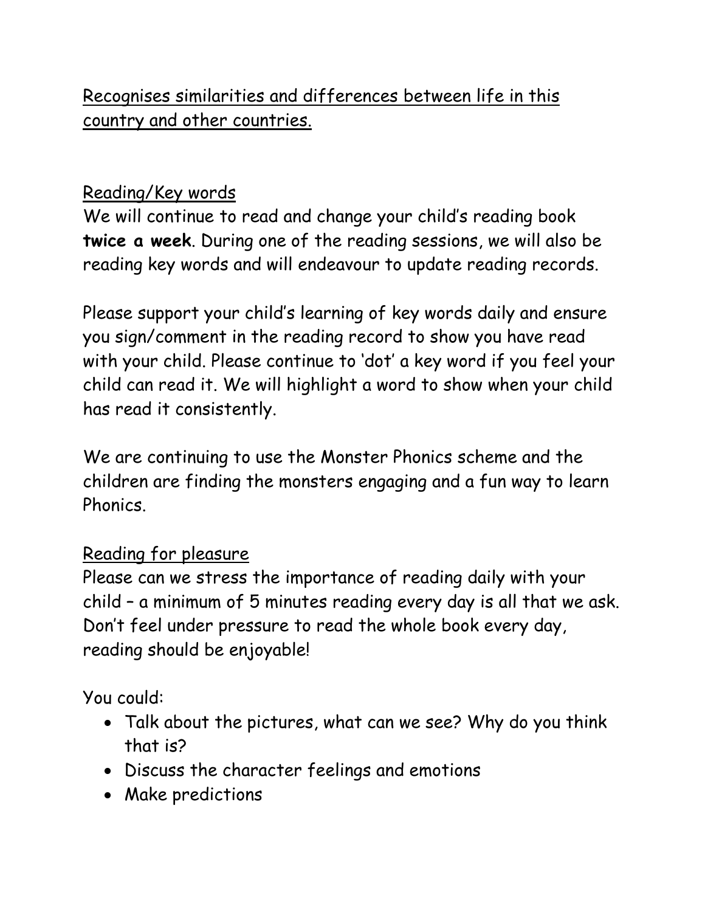Recognises similarities and differences between life in this country and other countries.

## Reading/Key words

We will continue to read and change your child's reading book **twice a week**. During one of the reading sessions, we will also be reading key words and will endeavour to update reading records.

Please support your child's learning of key words daily and ensure you sign/comment in the reading record to show you have read with your child. Please continue to 'dot' a key word if you feel your child can read it. We will highlight a word to show when your child has read it consistently.

We are continuing to use the Monster Phonics scheme and the children are finding the monsters engaging and a fun way to learn Phonics.

## Reading for pleasure

Please can we stress the importance of reading daily with your child – a minimum of 5 minutes reading every day is all that we ask. Don't feel under pressure to read the whole book every day, reading should be enjoyable!

You could:

- Talk about the pictures, what can we see? Why do you think that is?
- Discuss the character feelings and emotions
- Make predictions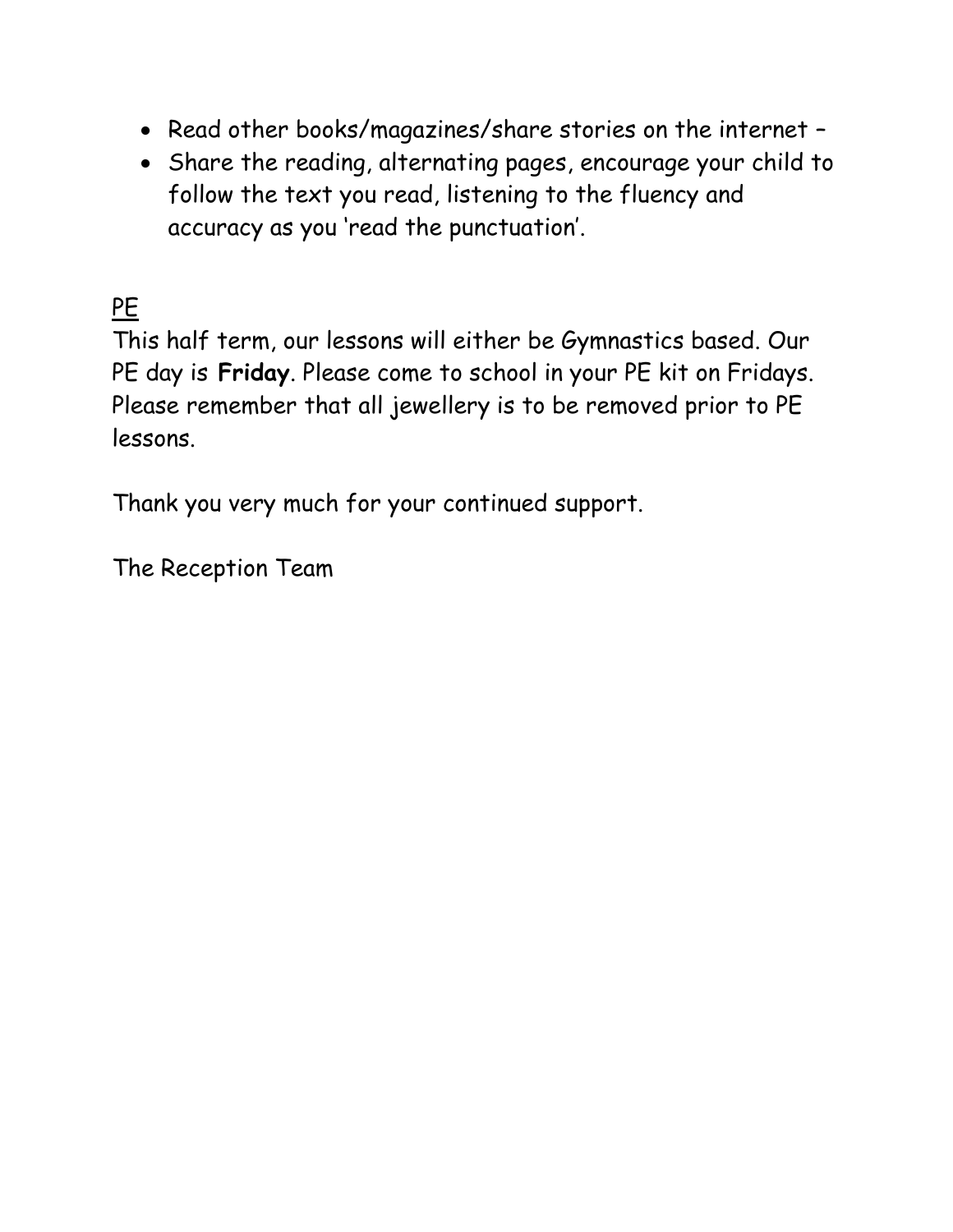- Read other books/magazines/share stories on the internet –
- Share the reading, alternating pages, encourage your child to follow the text you read, listening to the fluency and accuracy as you 'read the punctuation'.

PE

This half term, our lessons will either be Gymnastics based. Our PE day is **Friday**. Please come to school in your PE kit on Fridays. Please remember that all jewellery is to be removed prior to PE lessons.

Thank you very much for your continued support.

The Reception Team